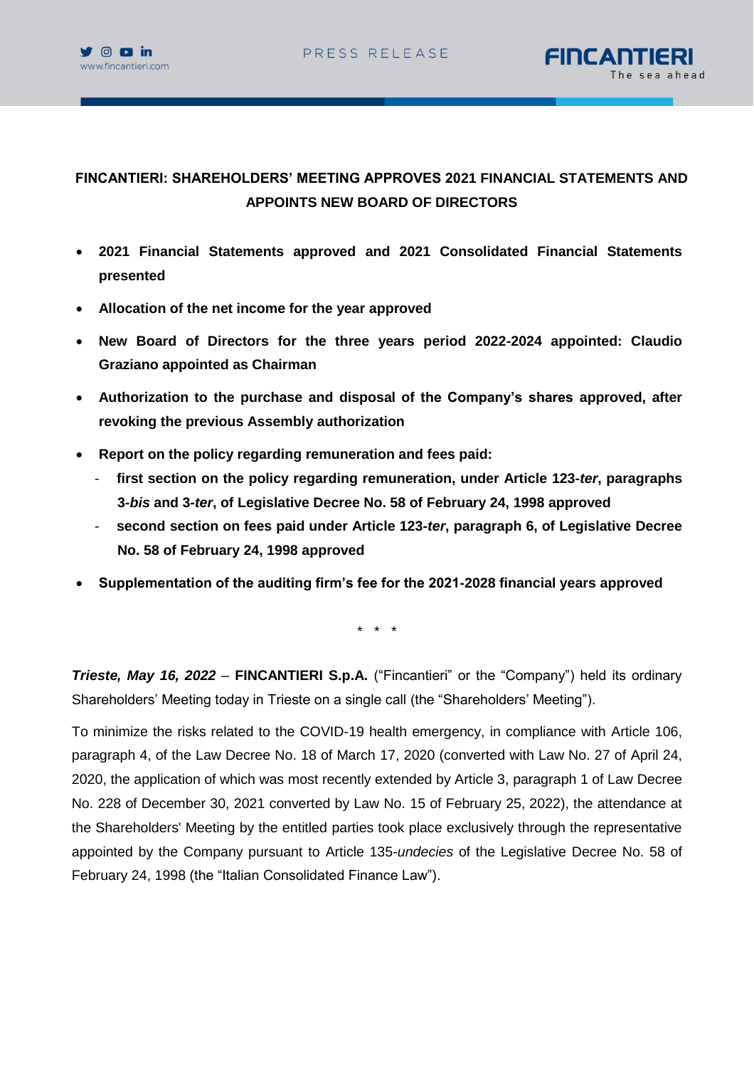# FINCANTIERI: SHAREHOLDERS' MEETING APPROVES 2021 FINANCIAL STATEMENTS AND APPOINTS NEW BOARD OF DIRECTORS

- **2021 Financial Statements approved and 2021 Consolidated Financial Statements presented**
- **Allocation of the net income for the year approved**
- **New Board of Directors for the three years period 2022-2024 appointed: Claudio Graziano appointed as Chairman**
- **Authorization to the purchase and disposal of the Company's shares approved, after revoking the previous Assembly authorization**
- **Report on the policy regarding remuneration and fees paid:**
  - **first section on the policy regarding remuneration, under Article 123-*ter*, paragraphs 3-*bis* and 3-*ter*, of Legislative Decree No. 58 of February 24, 1998 approved**
  - **second section on fees paid under Article 123-*ter*, paragraph 6, of Legislative Decree No. 58 of February 24, 1998 approved**
- **Supplementation of the auditing firm's fee for the 2021-2028 financial years approved**

\* \* \*

***Trieste, May 16, 2022*** – **FINCANTIERI S.p.A.** ("Fincantieri" or the "Company") held its ordinary Shareholders' Meeting today in Trieste on a single call (the "Shareholders' Meeting").

To minimize the risks related to the COVID-19 health emergency, in compliance with Article 106, paragraph 4, of the Law Decree No. 18 of March 17, 2020 (converted with Law No. 27 of April 24, 2020, the application of which was most recently extended by Article 3, paragraph 1 of Law Decree No. 228 of December 30, 2021 converted by Law No. 15 of February 25, 2022), the attendance at the Shareholders' Meeting by the entitled parties took place exclusively through the representative appointed by the Company pursuant to Article 135-*undecies* of the Legislative Decree No. 58 of February 24, 1998 (the "Italian Consolidated Finance Law").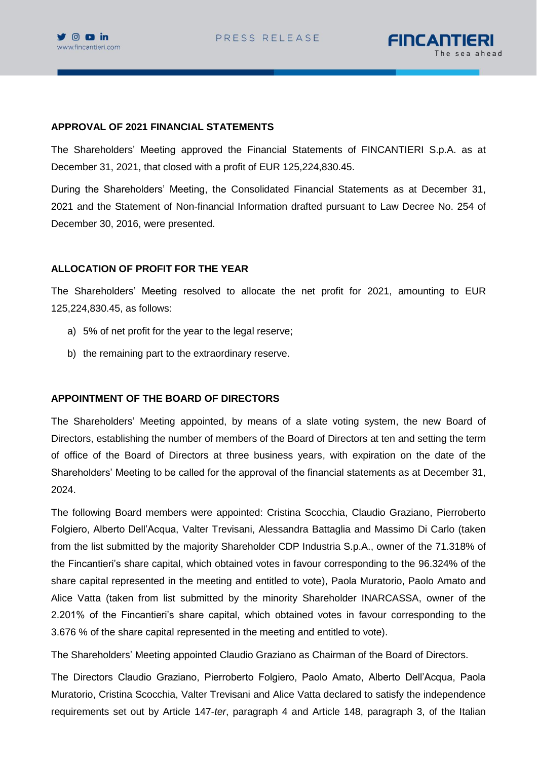## APPROVAL OF 2021 FINANCIAL STATEMENTS

The Shareholders' Meeting approved the Financial Statements of FINCANTIERI S.p.A. as at December 31, 2021, that closed with a profit of EUR 125,224,830.45.

During the Shareholders' Meeting, the Consolidated Financial Statements as at December 31, 2021 and the Statement of Non-financial Information drafted pursuant to Law Decree No. 254 of December 30, 2016, were presented.

## ALLOCATION OF PROFIT FOR THE YEAR

The Shareholders' Meeting resolved to allocate the net profit for 2021, amounting to EUR 125,224,830.45, as follows:

a) 5% of net profit for the year to the legal reserve;

b) the remaining part to the extraordinary reserve.

## APPOINTMENT OF THE BOARD OF DIRECTORS

The Shareholders' Meeting appointed, by means of a slate voting system, the new Board of Directors, establishing the number of members of the Board of Directors at ten and setting the term of office of the Board of Directors at three business years, with expiration on the date of the Shareholders' Meeting to be called for the approval of the financial statements as at December 31, 2024.

The following Board members were appointed: Cristina Scocchia, Claudio Graziano, Pierroberto Folgiero, Alberto Dell'Acqua, Valter Trevisani, Alessandra Battaglia and Massimo Di Carlo (taken from the list submitted by the majority Shareholder CDP Industria S.p.A., owner of the 71.318% of the Fincantieri's share capital, which obtained votes in favour corresponding to the 96.324% of the share capital represented in the meeting and entitled to vote), Paola Muratorio, Paolo Amato and Alice Vatta (taken from list submitted by the minority Shareholder INARCASSA, owner of the 2.201% of the Fincantieri's share capital, which obtained votes in favour corresponding to the 3.676 % of the share capital represented in the meeting and entitled to vote).

The Shareholders' Meeting appointed Claudio Graziano as Chairman of the Board of Directors.

The Directors Claudio Graziano, Pierroberto Folgiero, Paolo Amato, Alberto Dell'Acqua, Paola Muratorio, Cristina Scocchia, Valter Trevisani and Alice Vatta declared to satisfy the independence requirements set out by Article 147-*ter*, paragraph 4 and Article 148, paragraph 3, of the Italian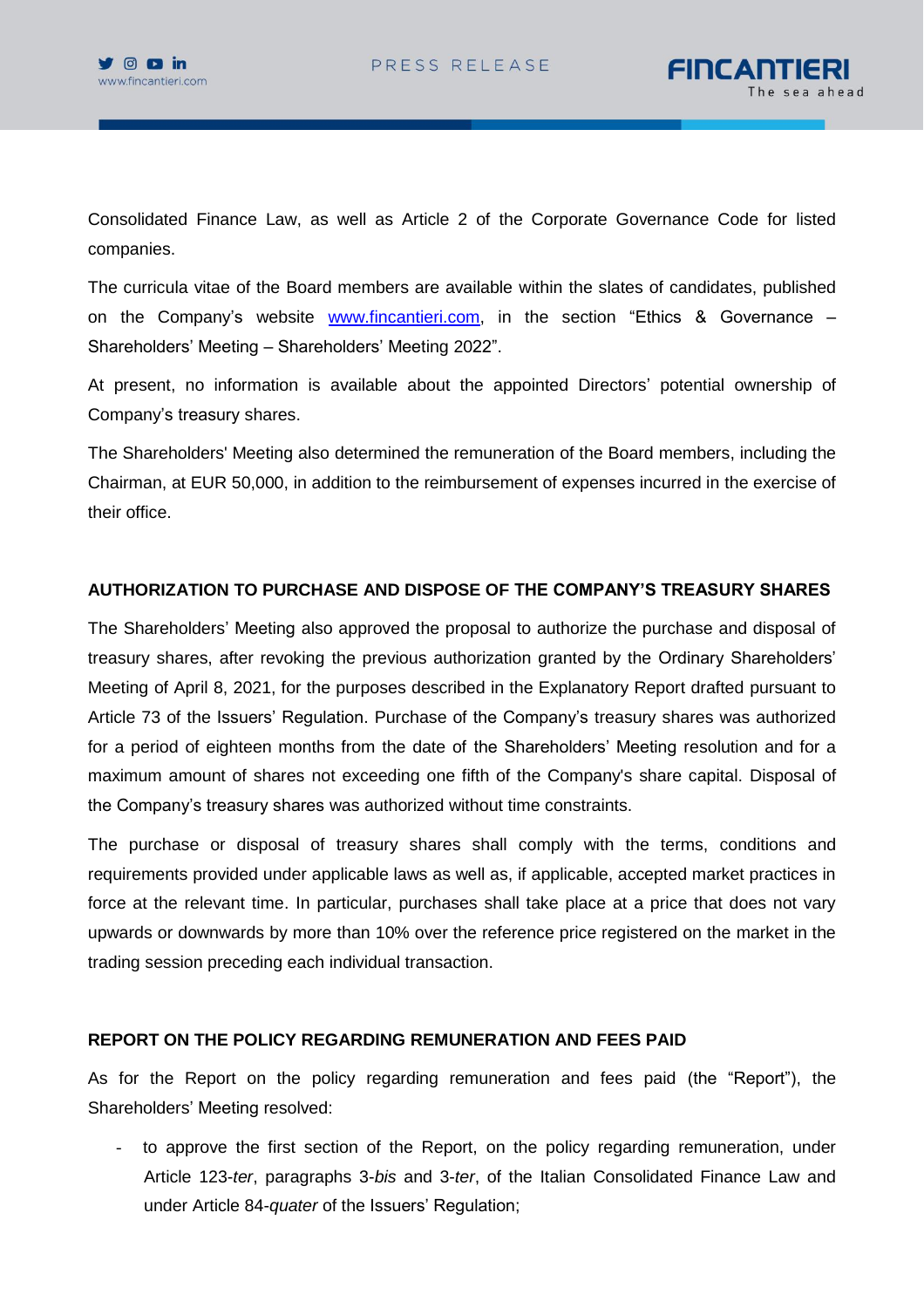Consolidated Finance Law, as well as Article 2 of the Corporate Governance Code for listed companies.

The curricula vitae of the Board members are available within the slates of candidates, published on the Company's website www.fincantieri.com, in the section "Ethics & Governance – Shareholders' Meeting – Shareholders' Meeting 2022".

At present, no information is available about the appointed Directors' potential ownership of Company's treasury shares.

The Shareholders' Meeting also determined the remuneration of the Board members, including the Chairman, at EUR 50,000, in addition to the reimbursement of expenses incurred in the exercise of their office.

**AUTHORIZATION TO PURCHASE AND DISPOSE OF THE COMPANY'S TREASURY SHARES**

The Shareholders' Meeting also approved the proposal to authorize the purchase and disposal of treasury shares, after revoking the previous authorization granted by the Ordinary Shareholders' Meeting of April 8, 2021, for the purposes described in the Explanatory Report drafted pursuant to Article 73 of the Issuers' Regulation. Purchase of the Company's treasury shares was authorized for a period of eighteen months from the date of the Shareholders' Meeting resolution and for a maximum amount of shares not exceeding one fifth of the Company's share capital. Disposal of the Company's treasury shares was authorized without time constraints.

The purchase or disposal of treasury shares shall comply with the terms, conditions and requirements provided under applicable laws as well as, if applicable, accepted market practices in force at the relevant time. In particular, purchases shall take place at a price that does not vary upwards or downwards by more than 10% over the reference price registered on the market in the trading session preceding each individual transaction.

**REPORT ON THE POLICY REGARDING REMUNERATION AND FEES PAID**

As for the Report on the policy regarding remuneration and fees paid (the "Report"), the Shareholders' Meeting resolved:

- to approve the first section of the Report, on the policy regarding remuneration, under Article 123-*ter*, paragraphs 3-*bis* and 3-*ter*, of the Italian Consolidated Finance Law and under Article 84-*quater* of the Issuers' Regulation;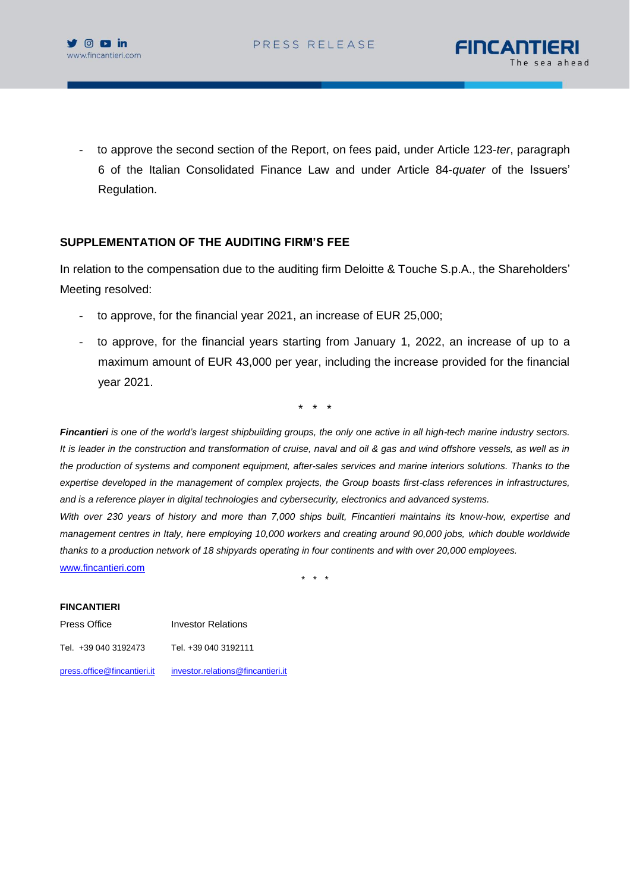- to approve the second section of the Report, on fees paid, under Article 123-*ter*, paragraph 6 of the Italian Consolidated Finance Law and under Article 84-*quater* of the Issuers' Regulation.

## SUPPLEMENTATION OF THE AUDITING FIRM'S FEE

In relation to the compensation due to the auditing firm Deloitte & Touche S.p.A., the Shareholders' Meeting resolved:

- to approve, for the financial year 2021, an increase of EUR 25,000;
- to approve, for the financial years starting from January 1, 2022, an increase of up to a maximum amount of EUR 43,000 per year, including the increase provided for the financial year 2021.

\* \* \*

***Fincantieri*** *is one of the world's largest shipbuilding groups, the only one active in all high-tech marine industry sectors. It is leader in the construction and transformation of cruise, naval and oil & gas and wind offshore vessels, as well as in the production of systems and component equipment, after-sales services and marine interiors solutions. Thanks to the expertise developed in the management of complex projects, the Group boasts first-class references in infrastructures, and is a reference player in digital technologies and cybersecurity, electronics and advanced systems.*

*With over 230 years of history and more than 7,000 ships built, Fincantieri maintains its know-how, expertise and management centres in Italy, here employing 10,000 workers and creating around 90,000 jobs, which double worldwide thanks to a production network of 18 shipyards operating in four continents and with over 20,000 employees.*

www.fincantieri.com

\* \* \*

**FINCANTIERI**

| | |
|---|---|
| Press Office | Investor Relations |
| Tel. +39 040 3192473 | Tel. +39 040 3192111 |
| press.office@fincantieri.it | investor.relations@fincantieri.it |